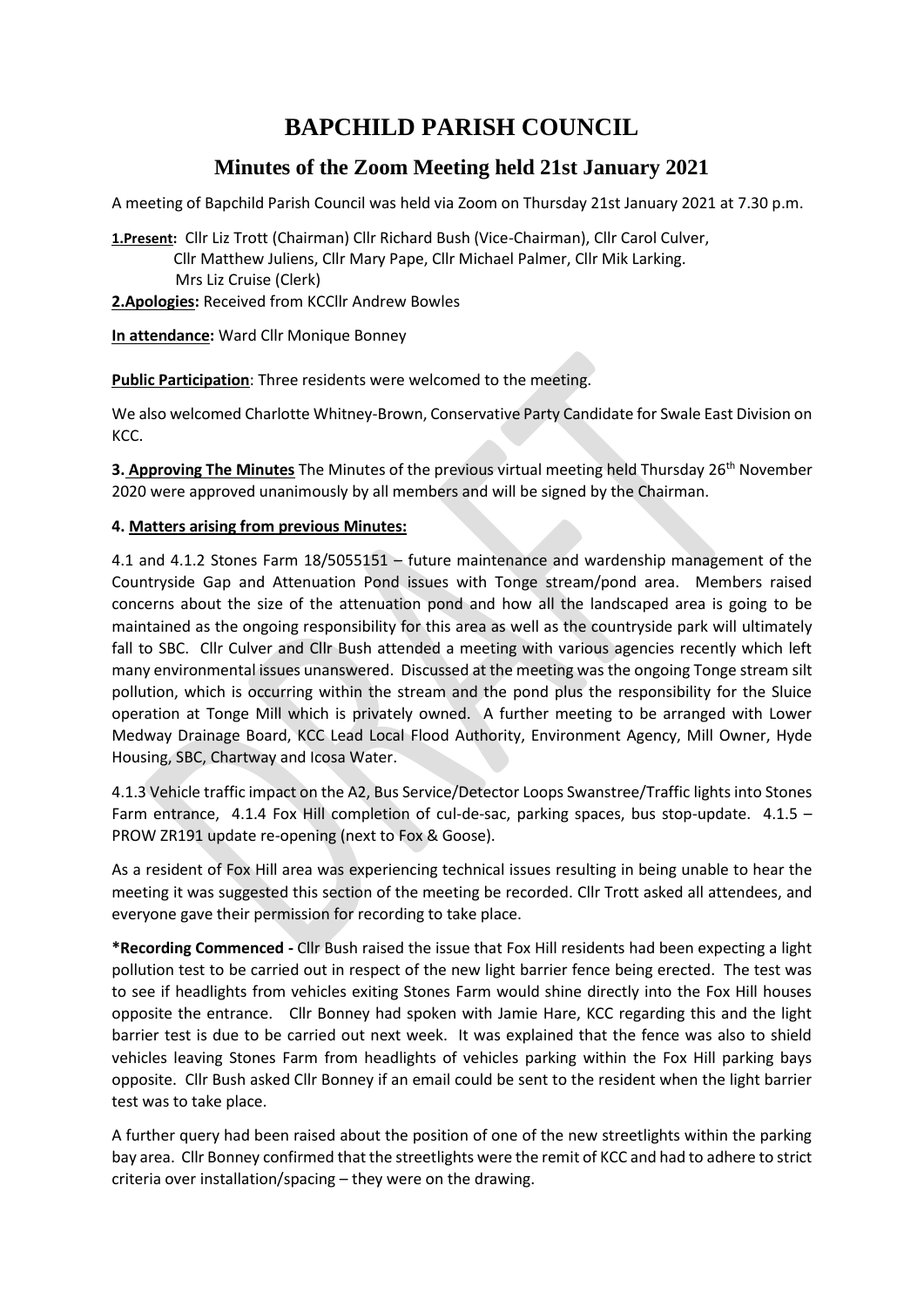# BAPCHILD PARISH COUNCIL

## Minutes of the Zoom Meeting held 21st January 2021

A meeting of Bapchild Parish Council was held via Zoom on Thursday 21st January 2021 at 7.30 p.m.

**1.Present:** Cllr Liz Trott (Chairman) Cllr Richard Bush (Vice-Chairman), Cllr Carol Culver, Cllr Matthew Juliens, Cllr Mary Pape, Cllr Michael Palmer, Cllr Mik Larking. Mrs Liz Cruise (Clerk)

**2.Apologies:** Received from KCCllr Andrew Bowles

**In attendance:** Ward Cllr Monique Bonney

**Public Participation**: Three residents were welcomed to the meeting.

We also welcomed Charlotte Whitney-Brown, Conservative Party Candidate for Swale East Division on KCC.

**3. Approving The Minutes** The Minutes of the previous virtual meeting held Thursday 26th November 2020 were approved unanimously by all members and will be signed by the Chairman.

**4. Matters arising from previous Minutes:**

4.1 and 4.1.2 Stones Farm 18/5055151 – future maintenance and wardenship management of the Countryside Gap and Attenuation Pond issues with Tonge stream/pond area. Members raised concerns about the size of the attenuation pond and how all the landscaped area is going to be maintained as the ongoing responsibility for this area as well as the countryside park will ultimately fall to SBC. Cllr Culver and Cllr Bush attended a meeting with various agencies recently which left many environmental issues unanswered. Discussed at the meeting was the ongoing Tonge stream silt pollution, which is occurring within the stream and the pond plus the responsibility for the Sluice operation at Tonge Mill which is privately owned. A further meeting to be arranged with Lower Medway Drainage Board, KCC Lead Local Flood Authority, Environment Agency, Mill Owner, Hyde Housing, SBC, Chartway and Icosa Water.

4.1.3 Vehicle traffic impact on the A2, Bus Service/Detector Loops Swanstree/Traffic lights into Stones Farm entrance, 4.1.4 Fox Hill completion of cul-de-sac, parking spaces, bus stop-update. 4.1.5 – PROW ZR191 update re-opening (next to Fox & Goose).

As a resident of Fox Hill area was experiencing technical issues resulting in being unable to hear the meeting it was suggested this section of the meeting be recorded. Cllr Trott asked all attendees, and everyone gave their permission for recording to take place.

**\*Recording Commenced -** Cllr Bush raised the issue that Fox Hill residents had been expecting a light pollution test to be carried out in respect of the new light barrier fence being erected. The test was to see if headlights from vehicles exiting Stones Farm would shine directly into the Fox Hill houses opposite the entrance. Cllr Bonney had spoken with Jamie Hare, KCC regarding this and the light barrier test is due to be carried out next week. It was explained that the fence was also to shield vehicles leaving Stones Farm from headlights of vehicles parking within the Fox Hill parking bays opposite. Cllr Bush asked Cllr Bonney if an email could be sent to the resident when the light barrier test was to take place.

A further query had been raised about the position of one of the new streetlights within the parking bay area. Cllr Bonney confirmed that the streetlights were the remit of KCC and had to adhere to strict criteria over installation/spacing – they were on the drawing.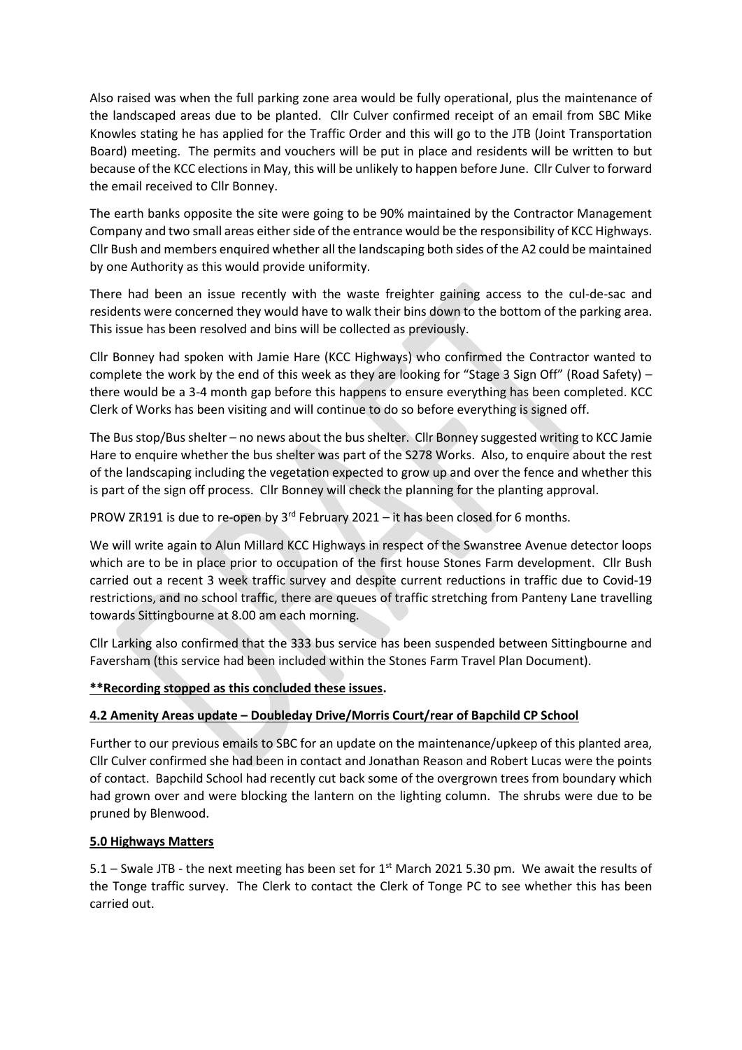Also raised was when the full parking zone area would be fully operational, plus the maintenance of the landscaped areas due to be planted. Cllr Culver confirmed receipt of an email from SBC Mike Knowles stating he has applied for the Traffic Order and this will go to the JTB (Joint Transportation Board) meeting. The permits and vouchers will be put in place and residents will be written to but because of the KCC elections in May, this will be unlikely to happen before June. Cllr Culver to forward the email received to Cllr Bonney.

The earth banks opposite the site were going to be 90% maintained by the Contractor Management Company and two small areas either side of the entrance would be the responsibility of KCC Highways. Cllr Bush and members enquired whether all the landscaping both sides of the A2 could be maintained by one Authority as this would provide uniformity.

There had been an issue recently with the waste freighter gaining access to the cul-de-sac and residents were concerned they would have to walk their bins down to the bottom of the parking area. This issue has been resolved and bins will be collected as previously.

Cllr Bonney had spoken with Jamie Hare (KCC Highways) who confirmed the Contractor wanted to complete the work by the end of this week as they are looking for "Stage 3 Sign Off" (Road Safety) – there would be a 3-4 month gap before this happens to ensure everything has been completed. KCC Clerk of Works has been visiting and will continue to do so before everything is signed off.

The Bus stop/Bus shelter – no news about the bus shelter. Cllr Bonney suggested writing to KCC Jamie Hare to enquire whether the bus shelter was part of the S278 Works. Also, to enquire about the rest of the landscaping including the vegetation expected to grow up and over the fence and whether this is part of the sign off process. Cllr Bonney will check the planning for the planting approval.

PROW ZR191 is due to re-open by 3rd February 2021 – it has been closed for 6 months.

We will write again to Alun Millard KCC Highways in respect of the Swanstree Avenue detector loops which are to be in place prior to occupation of the first house Stones Farm development. Cllr Bush carried out a recent 3 week traffic survey and despite current reductions in traffic due to Covid-19 restrictions, and no school traffic, there are queues of traffic stretching from Panteny Lane travelling towards Sittingbourne at 8.00 am each morning.

Cllr Larking also confirmed that the 333 bus service has been suspended between Sittingbourne and Faversham (this service had been included within the Stones Farm Travel Plan Document).

**Recording stopped as this concluded these issues.**

**4.2 Amenity Areas update – Doubleday Drive/Morris Court/rear of Bapchild CP School**

Further to our previous emails to SBC for an update on the maintenance/upkeep of this planted area, Cllr Culver confirmed she had been in contact and Jonathan Reason and Robert Lucas were the points of contact. Bapchild School had recently cut back some of the overgrown trees from boundary which had grown over and were blocking the lantern on the lighting column. The shrubs were due to be pruned by Blenwood.

**5.0 Highways Matters**

5.1 – Swale JTB - the next meeting has been set for 1st March 2021 5.30 pm. We await the results of the Tonge traffic survey. The Clerk to contact the Clerk of Tonge PC to see whether this has been carried out.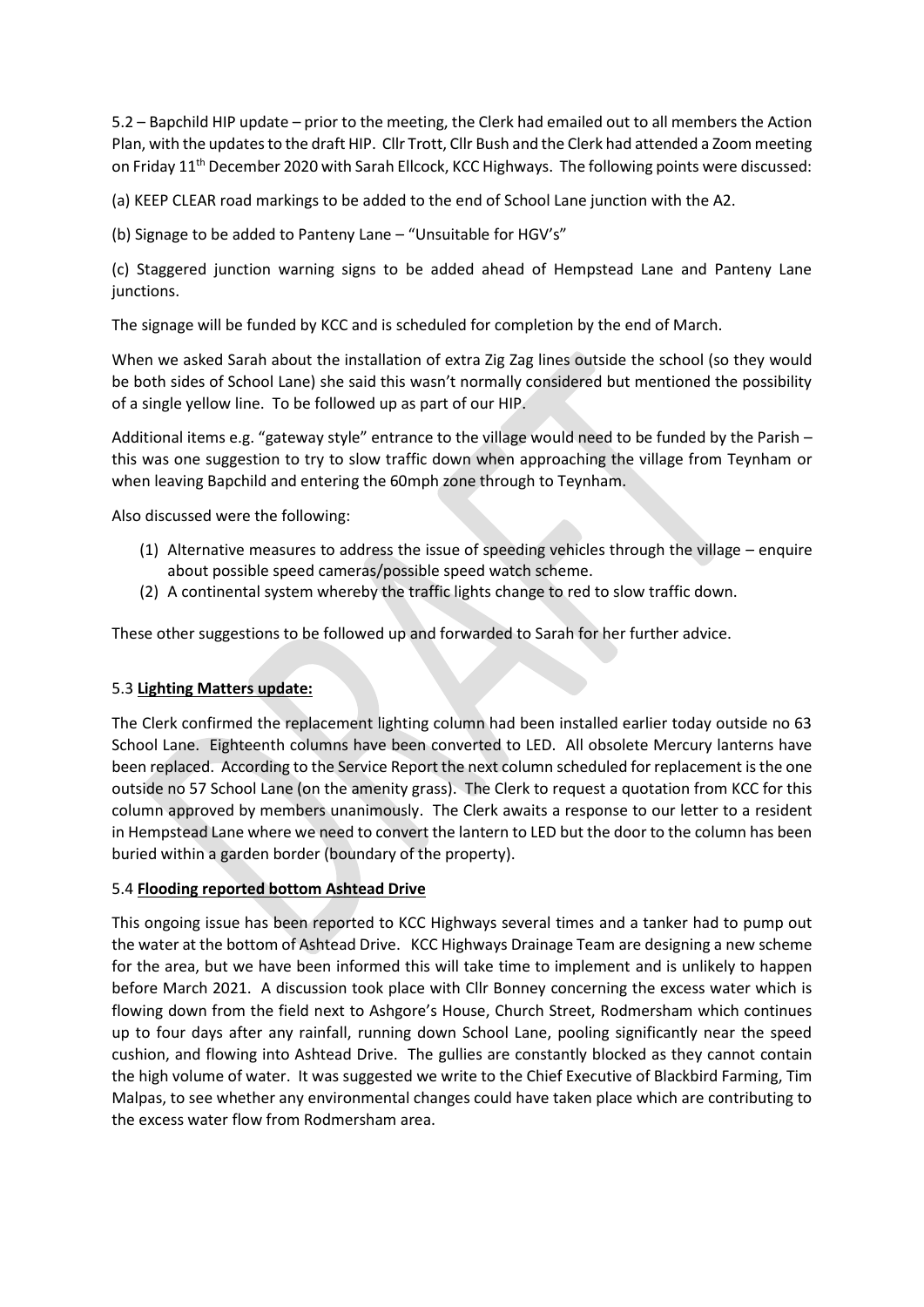5.2 – Bapchild HIP update – prior to the meeting, the Clerk had emailed out to all members the Action Plan, with the updates to the draft HIP. Cllr Trott, Cllr Bush and the Clerk had attended a Zoom meeting on Friday 11th December 2020 with Sarah Ellcock, KCC Highways. The following points were discussed:

(a) KEEP CLEAR road markings to be added to the end of School Lane junction with the A2.

(b) Signage to be added to Panteny Lane – "Unsuitable for HGV's"

(c) Staggered junction warning signs to be added ahead of Hempstead Lane and Panteny Lane junctions.

The signage will be funded by KCC and is scheduled for completion by the end of March.

When we asked Sarah about the installation of extra Zig Zag lines outside the school (so they would be both sides of School Lane) she said this wasn't normally considered but mentioned the possibility of a single yellow line. To be followed up as part of our HIP.

Additional items e.g. "gateway style" entrance to the village would need to be funded by the Parish – this was one suggestion to try to slow traffic down when approaching the village from Teynham or when leaving Bapchild and entering the 60mph zone through to Teynham.

Also discussed were the following:

(1) Alternative measures to address the issue of speeding vehicles through the village – enquire about possible speed cameras/possible speed watch scheme.
(2) A continental system whereby the traffic lights change to red to slow traffic down.

These other suggestions to be followed up and forwarded to Sarah for her further advice.

5.3 **Lighting Matters update:**

The Clerk confirmed the replacement lighting column had been installed earlier today outside no 63 School Lane. Eighteenth columns have been converted to LED. All obsolete Mercury lanterns have been replaced. According to the Service Report the next column scheduled for replacement is the one outside no 57 School Lane (on the amenity grass). The Clerk to request a quotation from KCC for this column approved by members unanimously. The Clerk awaits a response to our letter to a resident in Hempstead Lane where we need to convert the lantern to LED but the door to the column has been buried within a garden border (boundary of the property).

5.4 **Flooding reported bottom Ashtead Drive**

This ongoing issue has been reported to KCC Highways several times and a tanker had to pump out the water at the bottom of Ashtead Drive. KCC Highways Drainage Team are designing a new scheme for the area, but we have been informed this will take time to implement and is unlikely to happen before March 2021. A discussion took place with Cllr Bonney concerning the excess water which is flowing down from the field next to Ashgore's House, Church Street, Rodmersham which continues up to four days after any rainfall, running down School Lane, pooling significantly near the speed cushion, and flowing into Ashtead Drive. The gullies are constantly blocked as they cannot contain the high volume of water. It was suggested we write to the Chief Executive of Blackbird Farming, Tim Malpas, to see whether any environmental changes could have taken place which are contributing to the excess water flow from Rodmersham area.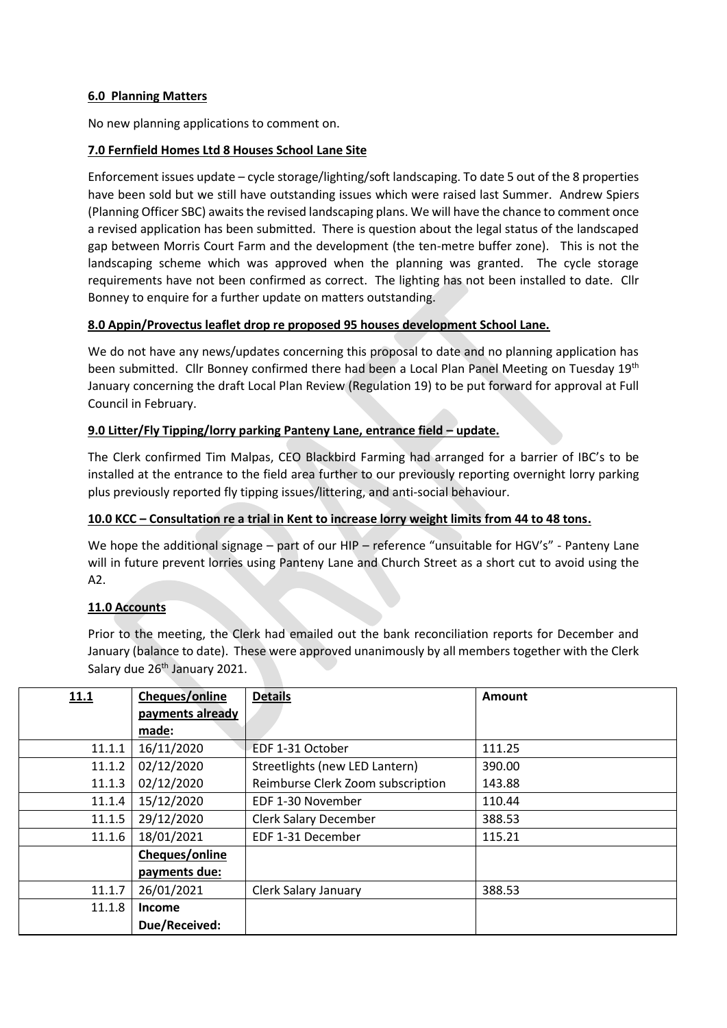**6.0 Planning Matters**

No new planning applications to comment on.

**7.0 Fernfield Homes Ltd 8 Houses School Lane Site**

Enforcement issues update – cycle storage/lighting/soft landscaping. To date 5 out of the 8 properties have been sold but we still have outstanding issues which were raised last Summer. Andrew Spiers (Planning Officer SBC) awaits the revised landscaping plans. We will have the chance to comment once a revised application has been submitted. There is question about the legal status of the landscaped gap between Morris Court Farm and the development (the ten-metre buffer zone). This is not the landscaping scheme which was approved when the planning was granted. The cycle storage requirements have not been confirmed as correct. The lighting has not been installed to date. Cllr Bonney to enquire for a further update on matters outstanding.

**8.0 Appin/Provectus leaflet drop re proposed 95 houses development School Lane.**

We do not have any news/updates concerning this proposal to date and no planning application has been submitted. Cllr Bonney confirmed there had been a Local Plan Panel Meeting on Tuesday 19th January concerning the draft Local Plan Review (Regulation 19) to be put forward for approval at Full Council in February.

**9.0 Litter/Fly Tipping/lorry parking Panteny Lane, entrance field – update.**

The Clerk confirmed Tim Malpas, CEO Blackbird Farming had arranged for a barrier of IBC's to be installed at the entrance to the field area further to our previously reporting overnight lorry parking plus previously reported fly tipping issues/littering, and anti-social behaviour.

**10.0 KCC – Consultation re a trial in Kent to increase lorry weight limits from 44 to 48 tons.**

We hope the additional signage – part of our HIP – reference "unsuitable for HGV's" - Panteny Lane will in future prevent lorries using Panteny Lane and Church Street as a short cut to avoid using the A2.

**11.0 Accounts**

Prior to the meeting, the Clerk had emailed out the bank reconciliation reports for December and January (balance to date). These were approved unanimously by all members together with the Clerk Salary due 26th January 2021.

| 11.1 | Cheques/online payments already made: | Details | Amount |
|---|---|---|---|
| 11.1.1 | 16/11/2020 | EDF 1-31 October | 111.25 |
| 11.1.2 | 02/12/2020 | Streetlights (new LED Lantern) | 390.00 |
| 11.1.3 | 02/12/2020 | Reimburse Clerk Zoom subscription | 143.88 |
| 11.1.4 | 15/12/2020 | EDF 1-30 November | 110.44 |
| 11.1.5 | 29/12/2020 | Clerk Salary December | 388.53 |
| 11.1.6 | 18/01/2021 | EDF 1-31 December | 115.21 |
| | **Cheques/online payments due:** | | |
| 11.1.7 | 26/01/2021 | Clerk Salary January | 388.53 |
| 11.1.8 | **Income Due/Received:** | | |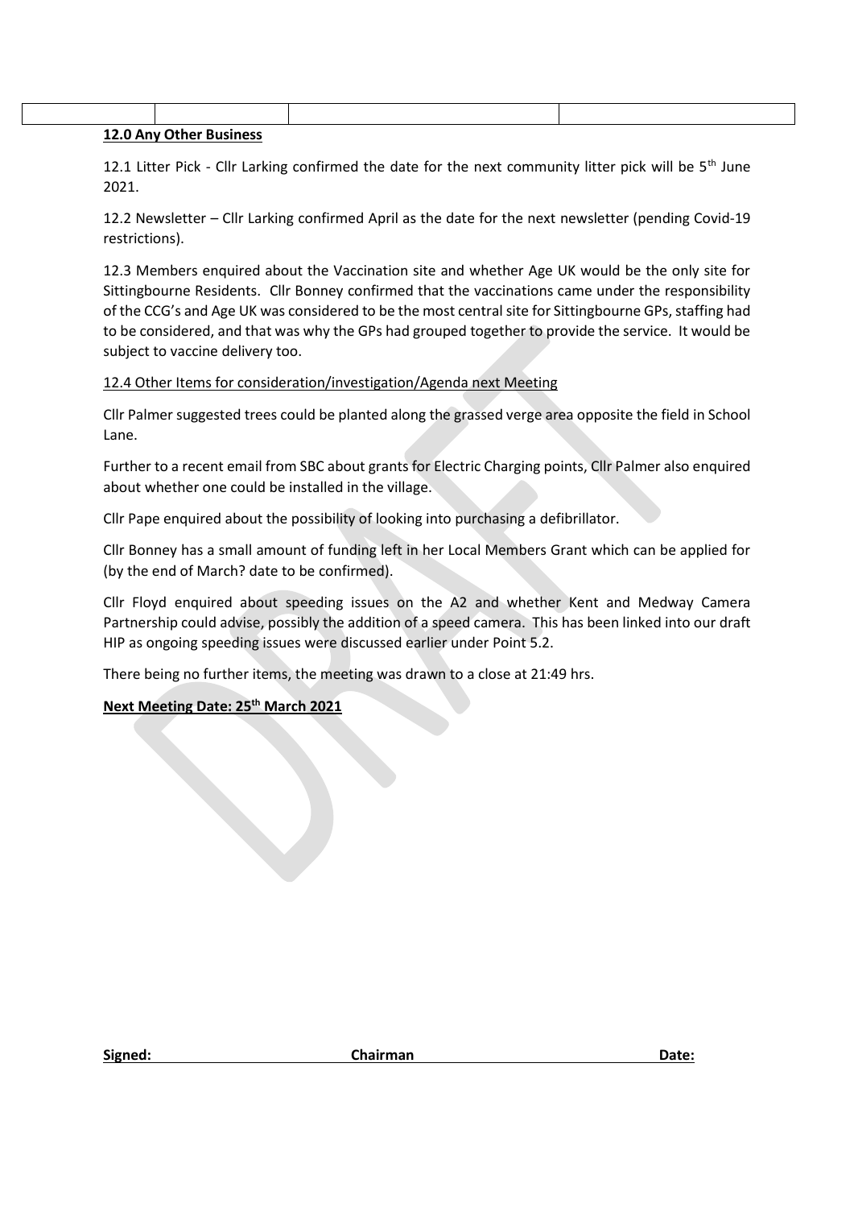| | | | |
|---|---|---|---|
| | | | |

**12.0 Any Other Business**

12.1 Litter Pick - Cllr Larking confirmed the date for the next community litter pick will be 5th June 2021.

12.2 Newsletter – Cllr Larking confirmed April as the date for the next newsletter (pending Covid-19 restrictions).

12.3 Members enquired about the Vaccination site and whether Age UK would be the only site for Sittingbourne Residents. Cllr Bonney confirmed that the vaccinations came under the responsibility of the CCG's and Age UK was considered to be the most central site for Sittingbourne GPs, staffing had to be considered, and that was why the GPs had grouped together to provide the service. It would be subject to vaccine delivery too.

12.4 Other Items for consideration/investigation/Agenda next Meeting

Cllr Palmer suggested trees could be planted along the grassed verge area opposite the field in School Lane.

Further to a recent email from SBC about grants for Electric Charging points, Cllr Palmer also enquired about whether one could be installed in the village.

Cllr Pape enquired about the possibility of looking into purchasing a defibrillator.

Cllr Bonney has a small amount of funding left in her Local Members Grant which can be applied for (by the end of March? date to be confirmed).

Cllr Floyd enquired about speeding issues on the A2 and whether Kent and Medway Camera Partnership could advise, possibly the addition of a speed camera. This has been linked into our draft HIP as ongoing speeding issues were discussed earlier under Point 5.2.

There being no further items, the meeting was drawn to a close at 21:49 hrs.

**Next Meeting Date: 25th March 2021**

**Signed:** **Chairman** **Date:**